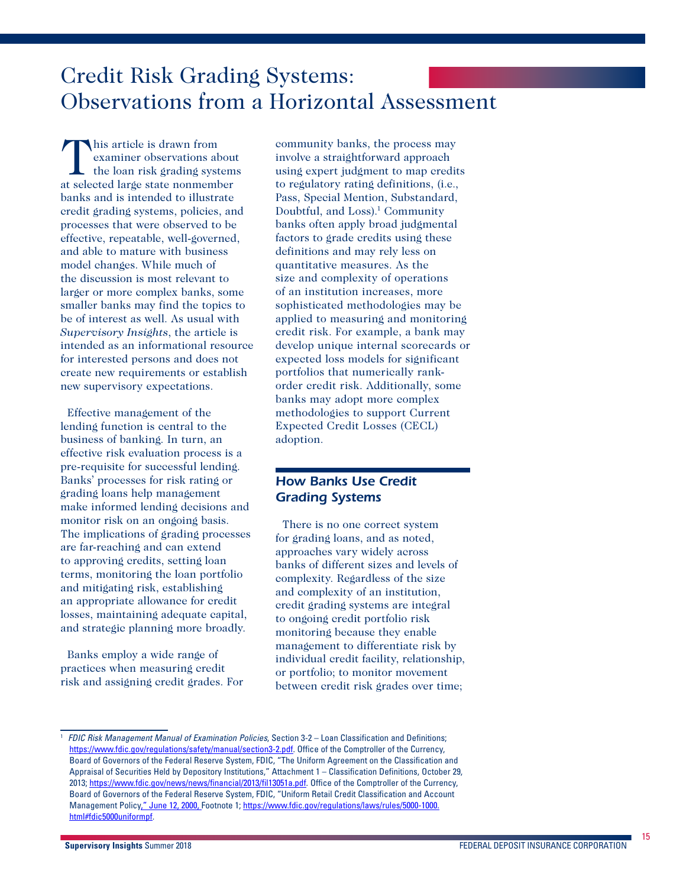# Credit Risk Grading Systems: Observations from a Horizontal Assessment

This article is drawn from examiner observations about the loan risk grading systems at selected large state nonmember banks and is intended to illustrate credit grading systems, policies, and processes that were observed to be effective, repeatable, well-governed, and able to mature with business model changes. While much of the discussion is most relevant to larger or more complex banks, some smaller banks may find the topics to be of interest as well. As usual with *Supervisory Insights*, the article is intended as an informational resource for interested persons and does not create new requirements or establish new supervisory expectations.

Effective management of the lending function is central to the business of banking. In turn, an effective risk evaluation process is a pre-requisite for successful lending. Banks' processes for risk rating or grading loans help management make informed lending decisions and monitor risk on an ongoing basis. The implications of grading processes are far-reaching and can extend to approving credits, setting loan terms, monitoring the loan portfolio and mitigating risk, establishing an appropriate allowance for credit losses, maintaining adequate capital, and strategic planning more broadly.

Banks employ a wide range of practices when measuring credit risk and assigning credit grades. For community banks, the process may involve a straightforward approach using expert judgment to map credits to regulatory rating definitions, (i.e., Pass, Special Mention, Substandard, Doubtful, and Loss).[1] Community banks often apply broad judgmental factors to grade credits using these definitions and may rely less on quantitative measures. As the size and complexity of operations of an institution increases, more sophisticated methodologies may be applied to measuring and monitoring credit risk. For example, a bank may develop unique internal scorecards or expected loss models for significant portfolios that numerically rank-order credit risk. Additionally, some banks may adopt more complex methodologies to support Current Expected Credit Losses (CECL) adoption.

## How Banks Use Credit Grading Systems

There is no one correct system for grading loans, and as noted, approaches vary widely across banks of different sizes and levels of complexity. Regardless of the size and complexity of an institution, credit grading systems are integral to ongoing credit portfolio risk monitoring because they enable management to differentiate risk by individual credit facility, relationship, or portfolio; to monitor movement between credit risk grades over time;

---

[1] *FDIC Risk Management Manual of Examination Policies*, Section 3-2 – Loan Classification and Definitions; https://www.fdic.gov/regulations/safety/manual/section3-2.pdf. Office of the Comptroller of the Currency, Board of Governors of the Federal Reserve System, FDIC, "The Uniform Agreement on the Classification and Appraisal of Securities Held by Depository Institutions," Attachment 1 – Classification Definitions, October 29, 2013; https://www.fdic.gov/news/news/financial/2013/fil13051a.pdf. Office of the Comptroller of the Currency, Board of Governors of the Federal Reserve System, FDIC, "Uniform Retail Credit Classification and Account Management Policy," June 12, 2000, Footnote 1; https://www.fdic.gov/regulations/laws/rules/5000-1000.html#fdic5000uniformpf.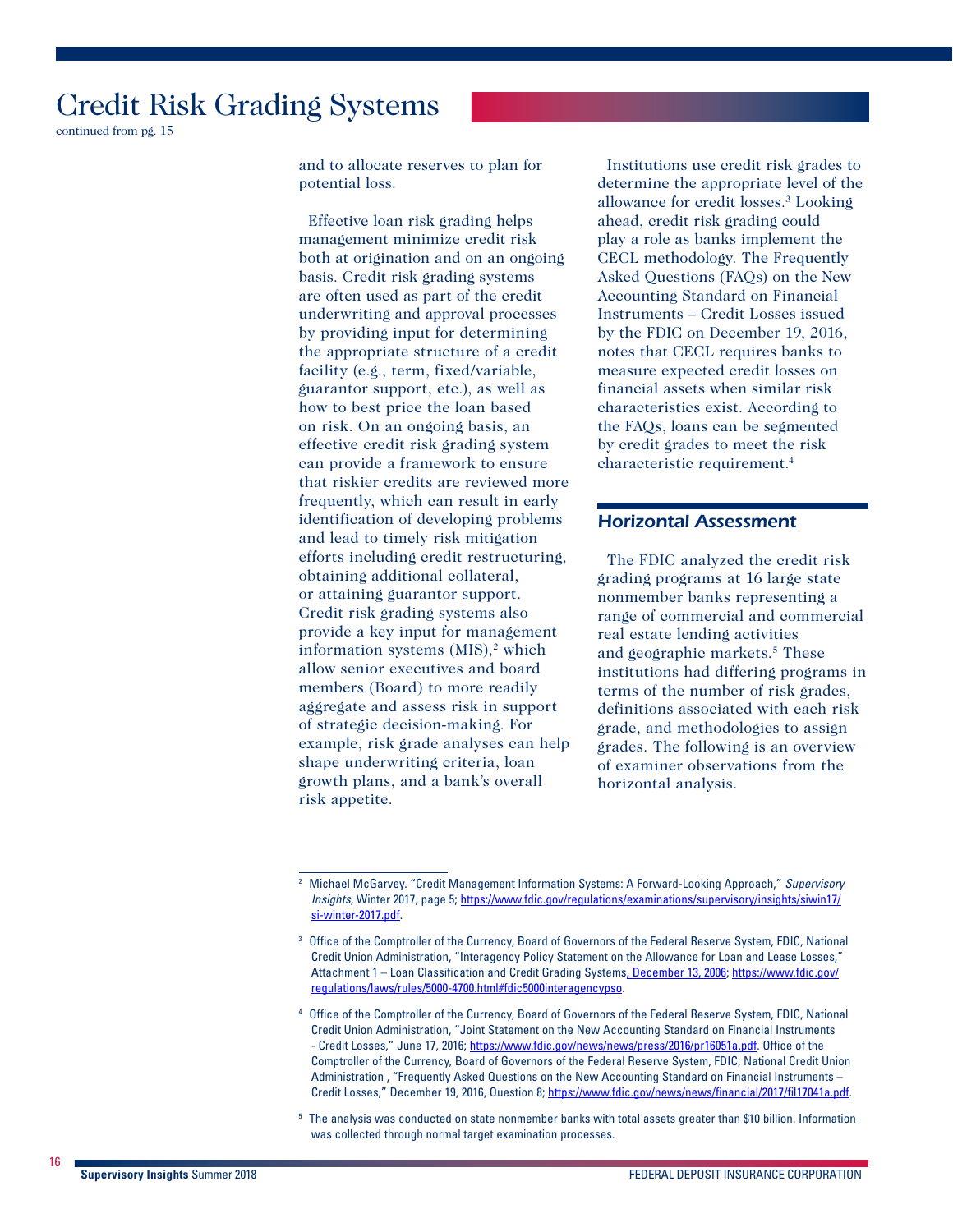# Credit Risk Grading Systems

continued from pg. 15

and to allocate reserves to plan for potential loss.

Effective loan risk grading helps management minimize credit risk both at origination and on an ongoing basis. Credit risk grading systems are often used as part of the credit underwriting and approval processes by providing input for determining the appropriate structure of a credit facility (e.g., term, fixed/variable, guarantor support, etc.), as well as how to best price the loan based on risk. On an ongoing basis, an effective credit risk grading system can provide a framework to ensure that riskier credits are reviewed more frequently, which can result in early identification of developing problems and lead to timely risk mitigation efforts including credit restructuring, obtaining additional collateral, or attaining guarantor support. Credit risk grading systems also provide a key input for management information systems (MIS),[2] which allow senior executives and board members (Board) to more readily aggregate and assess risk in support of strategic decision-making. For example, risk grade analyses can help shape underwriting criteria, loan growth plans, and a bank's overall risk appetite.

Institutions use credit risk grades to determine the appropriate level of the allowance for credit losses.[3] Looking ahead, credit risk grading could play a role as banks implement the CECL methodology. The Frequently Asked Questions (FAQs) on the New Accounting Standard on Financial Instruments – Credit Losses issued by the FDIC on December 19, 2016, notes that CECL requires banks to measure expected credit losses on financial assets when similar risk characteristics exist. According to the FAQs, loans can be segmented by credit grades to meet the risk characteristic requirement.[4]

## *Horizontal Assessment*

The FDIC analyzed the credit risk grading programs at 16 large state nonmember banks representing a range of commercial and commercial real estate lending activities and geographic markets.[5] These institutions had differing programs in terms of the number of risk grades, definitions associated with each risk grade, and methodologies to assign grades. The following is an overview of examiner observations from the horizontal analysis.

---

[2] Michael McGarvey. "Credit Management Information Systems: A Forward-Looking Approach," *Supervisory Insights*, Winter 2017, page 5; https://www.fdic.gov/regulations/examinations/supervisory/insights/siwin17/si-winter-2017.pdf.

[3] Office of the Comptroller of the Currency, Board of Governors of the Federal Reserve System, FDIC, National Credit Union Administration, "Interagency Policy Statement on the Allowance for Loan and Lease Losses," Attachment 1 – Loan Classification and Credit Grading Systems, December 13, 2006; https://www.fdic.gov/regulations/laws/rules/5000-4700.html#fdic5000interagencypso.

[4] Office of the Comptroller of the Currency, Board of Governors of the Federal Reserve System, FDIC, National Credit Union Administration, "Joint Statement on the New Accounting Standard on Financial Instruments - Credit Losses," June 17, 2016; https://www.fdic.gov/news/news/press/2016/pr16051a.pdf. Office of the Comptroller of the Currency, Board of Governors of the Federal Reserve System, FDIC, National Credit Union Administration , "Frequently Asked Questions on the New Accounting Standard on Financial Instruments – Credit Losses," December 19, 2016, Question 8; https://www.fdic.gov/news/news/financial/2017/fil17041a.pdf.

[5] The analysis was conducted on state nonmember banks with total assets greater than $10 billion. Information was collected through normal target examination processes.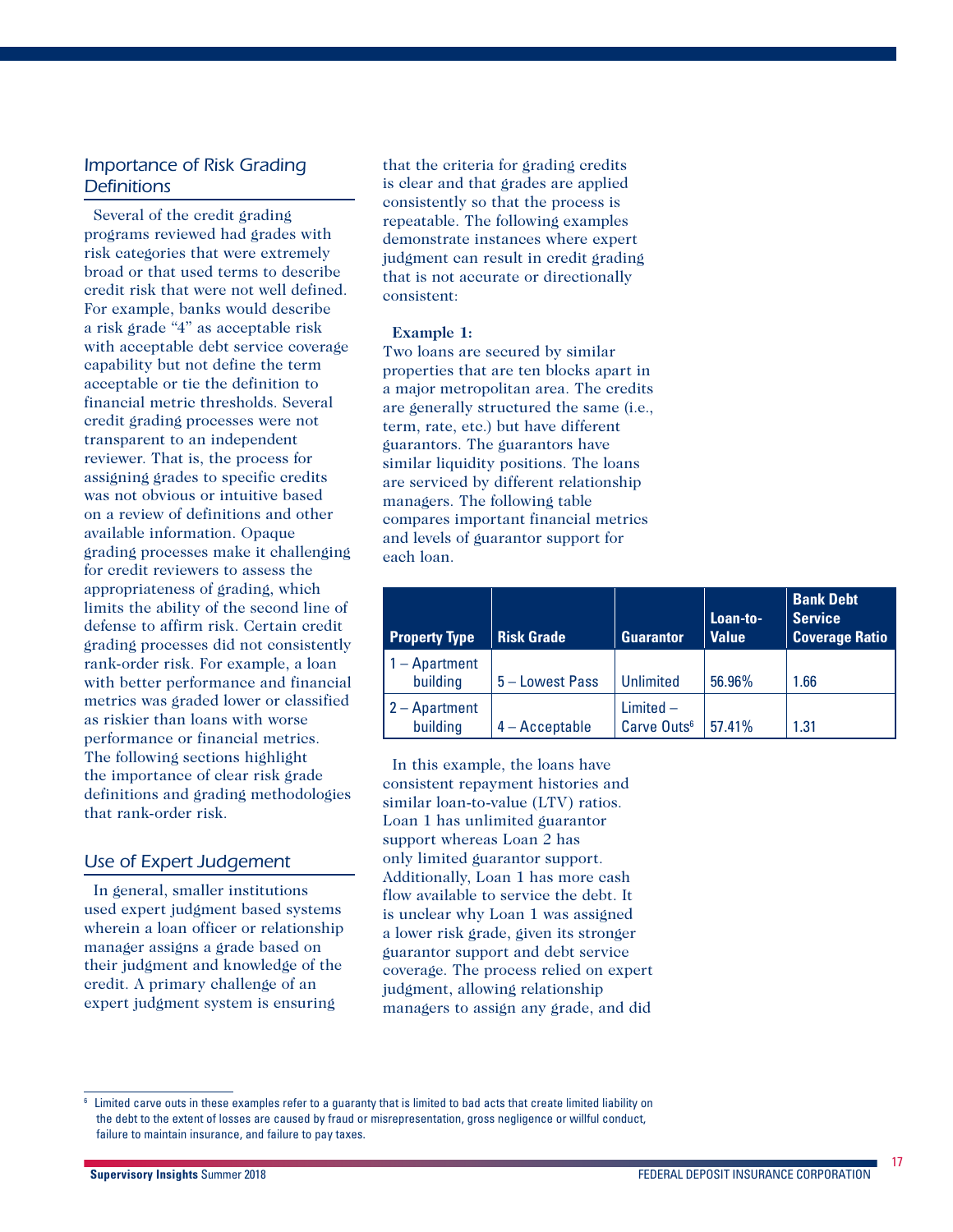## Importance of Risk Grading Definitions

Several of the credit grading programs reviewed had grades with risk categories that were extremely broad or that used terms to describe credit risk that were not well defined. For example, banks would describe a risk grade "4" as acceptable risk with acceptable debt service coverage capability but not define the term acceptable or tie the definition to financial metric thresholds. Several credit grading processes were not transparent to an independent reviewer. That is, the process for assigning grades to specific credits was not obvious or intuitive based on a review of definitions and other available information. Opaque grading processes make it challenging for credit reviewers to assess the appropriateness of grading, which limits the ability of the second line of defense to affirm risk. Certain credit grading processes did not consistently rank-order risk. For example, a loan with better performance and financial metrics was graded lower or classified as riskier than loans with worse performance or financial metrics. The following sections highlight the importance of clear risk grade definitions and grading methodologies that rank-order risk.

## Use of Expert Judgement

In general, smaller institutions used expert judgment based systems wherein a loan officer or relationship manager assigns a grade based on their judgment and knowledge of the credit. A primary challenge of an expert judgment system is ensuring that the criteria for grading credits is clear and that grades are applied consistently so that the process is repeatable. The following examples demonstrate instances where expert judgment can result in credit grading that is not accurate or directionally consistent:

**Example 1:**

Two loans are secured by similar properties that are ten blocks apart in a major metropolitan area. The credits are generally structured the same (i.e., term, rate, etc.) but have different guarantors. The guarantors have similar liquidity positions. The loans are serviced by different relationship managers. The following table compares important financial metrics and levels of guarantor support for each loan.

| Property Type | Risk Grade | Guarantor | Loan-to-Value | Bank Debt Service Coverage Ratio |
|---|---|---|---|---|
| 1 – Apartment building | 5 – Lowest Pass | Unlimited | 56.96% | 1.66 |
| 2 – Apartment building | 4 – Acceptable | Limited – Carve Outs[6] | 57.41% | 1.31 |

In this example, the loans have consistent repayment histories and similar loan-to-value (LTV) ratios. Loan 1 has unlimited guarantor support whereas Loan 2 has only limited guarantor support. Additionally, Loan 1 has more cash flow available to service the debt. It is unclear why Loan 1 was assigned a lower risk grade, given its stronger guarantor support and debt service coverage. The process relied on expert judgment, allowing relationship managers to assign any grade, and did

[6] Limited carve outs in these examples refer to a guaranty that is limited to bad acts that create limited liability on the debt to the extent of losses are caused by fraud or misrepresentation, gross negligence or willful conduct, failure to maintain insurance, and failure to pay taxes.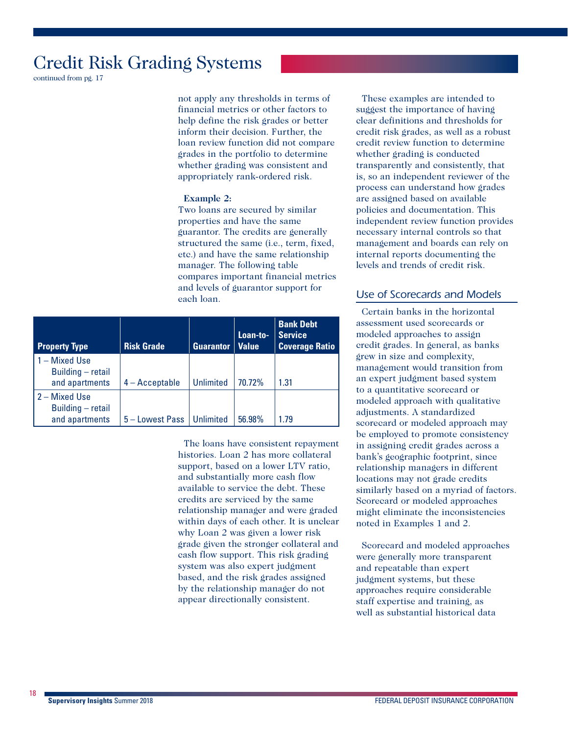# Credit Risk Grading Systems

continued from pg. 17

not apply any thresholds in terms of financial metrics or other factors to help define the risk grades or better inform their decision. Further, the loan review function did not compare grades in the portfolio to determine whether grading was consistent and appropriately rank-ordered risk.

**Example 2:**
Two loans are secured by similar properties and have the same guarantor. The credits are generally structured the same (i.e., term, fixed, etc.) and have the same relationship manager. The following table compares important financial metrics and levels of guarantor support for each loan.

| Property Type | Risk Grade | Guarantor | Loan-to-Value | Bank Debt Service Coverage Ratio |
|---|---|---|---|---|
| 1 – Mixed Use Building – retail and apartments | 4 – Acceptable | Unlimited | 70.72% | 1.31 |
| 2 – Mixed Use Building – retail and apartments | 5 – Lowest Pass | Unlimited | 56.98% | 1.79 |

The loans have consistent repayment histories. Loan 2 has more collateral support, based on a lower LTV ratio, and substantially more cash flow available to service the debt. These credits are serviced by the same relationship manager and were graded within days of each other. It is unclear why Loan 2 was given a lower risk grade given the stronger collateral and cash flow support. This risk grading system was also expert judgment based, and the risk grades assigned by the relationship manager do not appear directionally consistent.

These examples are intended to suggest the importance of having clear definitions and thresholds for credit risk grades, as well as a robust credit review function to determine whether grading is conducted transparently and consistently, that is, so an independent reviewer of the process can understand how grades are assigned based on available policies and documentation. This independent review function provides necessary internal controls so that management and boards can rely on internal reports documenting the levels and trends of credit risk.

## Use of Scorecards and Models

Certain banks in the horizontal assessment used scorecards or modeled approaches to assign credit grades. In general, as banks grew in size and complexity, management would transition from an expert judgment based system to a quantitative scorecard or modeled approach with qualitative adjustments. A standardized scorecard or modeled approach may be employed to promote consistency in assigning credit grades across a bank's geographic footprint, since relationship managers in different locations may not grade credits similarly based on a myriad of factors. Scorecard or modeled approaches might eliminate the inconsistencies noted in Examples 1 and 2.

Scorecard and modeled approaches were generally more transparent and repeatable than expert judgment systems, but these approaches require considerable staff expertise and training, as well as substantial historical data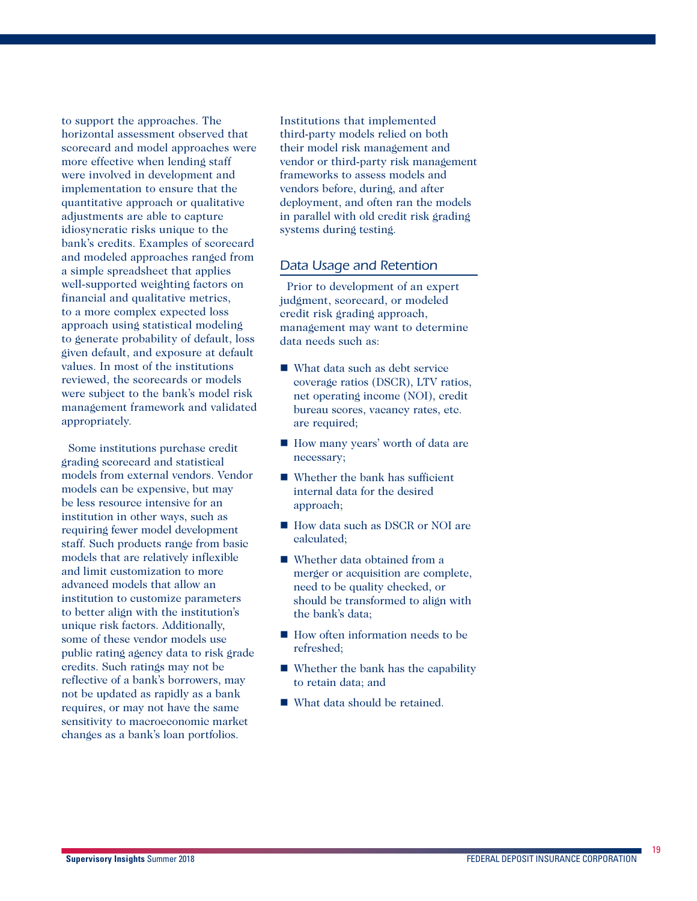to support the approaches. The horizontal assessment observed that scorecard and model approaches were more effective when lending staff were involved in development and implementation to ensure that the quantitative approach or qualitative adjustments are able to capture idiosyncratic risks unique to the bank's credits. Examples of scorecard and modeled approaches ranged from a simple spreadsheet that applies well-supported weighting factors on financial and qualitative metrics, to a more complex expected loss approach using statistical modeling to generate probability of default, loss given default, and exposure at default values. In most of the institutions reviewed, the scorecards or models were subject to the bank's model risk management framework and validated appropriately.

Some institutions purchase credit grading scorecard and statistical models from external vendors. Vendor models can be expensive, but may be less resource intensive for an institution in other ways, such as requiring fewer model development staff. Such products range from basic models that are relatively inflexible and limit customization to more advanced models that allow an institution to customize parameters to better align with the institution's unique risk factors. Additionally, some of these vendor models use public rating agency data to risk grade credits. Such ratings may not be reflective of a bank's borrowers, may not be updated as rapidly as a bank requires, or may not have the same sensitivity to macroeconomic market changes as a bank's loan portfolios.

Institutions that implemented third-party models relied on both their model risk management and vendor or third-party risk management frameworks to assess models and vendors before, during, and after deployment, and often ran the models in parallel with old credit risk grading systems during testing.

## *Data Usage and Retention*

Prior to development of an expert judgment, scorecard, or modeled credit risk grading approach, management may want to determine data needs such as:

- What data such as debt service coverage ratios (DSCR), LTV ratios, net operating income (NOI), credit bureau scores, vacancy rates, etc. are required;
- How many years' worth of data are necessary;
- Whether the bank has sufficient internal data for the desired approach;
- How data such as DSCR or NOI are calculated;
- Whether data obtained from a merger or acquisition are complete, need to be quality checked, or should be transformed to align with the bank's data;
- How often information needs to be refreshed;
- Whether the bank has the capability to retain data; and
- What data should be retained.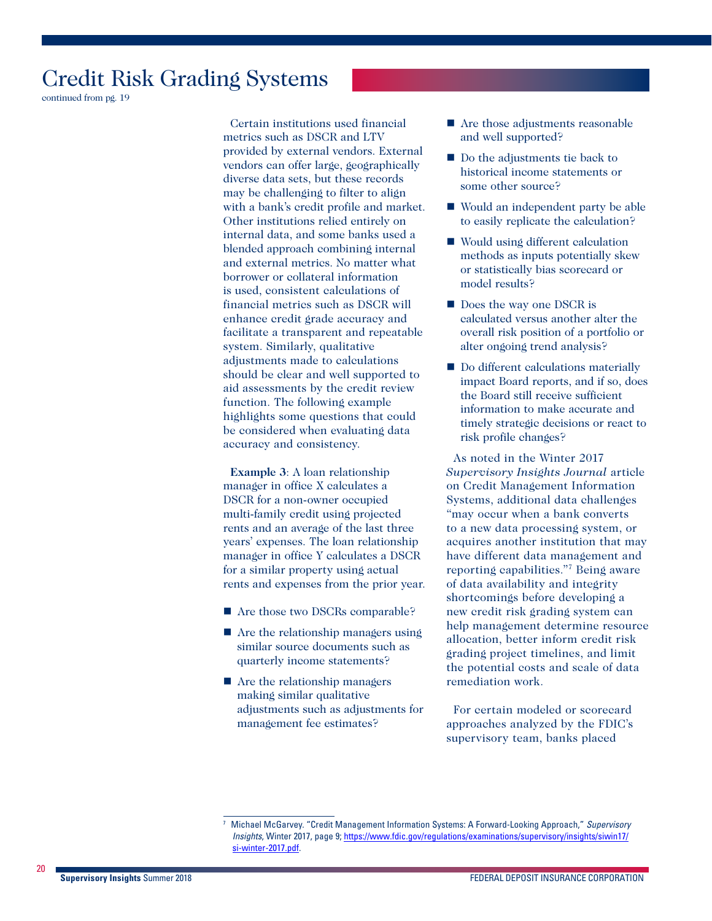# Credit Risk Grading Systems

continued from pg. 19

Certain institutions used financial metrics such as DSCR and LTV provided by external vendors. External vendors can offer large, geographically diverse data sets, but these records may be challenging to filter to align with a bank's credit profile and market. Other institutions relied entirely on internal data, and some banks used a blended approach combining internal and external metrics. No matter what borrower or collateral information is used, consistent calculations of financial metrics such as DSCR will enhance credit grade accuracy and facilitate a transparent and repeatable system. Similarly, qualitative adjustments made to calculations should be clear and well supported to aid assessments by the credit review function. The following example highlights some questions that could be considered when evaluating data accuracy and consistency.

**Example 3**: A loan relationship manager in office X calculates a DSCR for a non-owner occupied multi-family credit using projected rents and an average of the last three years' expenses. The loan relationship manager in office Y calculates a DSCR for a similar property using actual rents and expenses from the prior year.

- Are those two DSCRs comparable?
- Are the relationship managers using similar source documents such as quarterly income statements?
- Are the relationship managers making similar qualitative adjustments such as adjustments for management fee estimates?
- Are those adjustments reasonable and well supported?
- Do the adjustments tie back to historical income statements or some other source?
- Would an independent party be able to easily replicate the calculation?
- Would using different calculation methods as inputs potentially skew or statistically bias scorecard or model results?
- Does the way one DSCR is calculated versus another alter the overall risk position of a portfolio or alter ongoing trend analysis?
- Do different calculations materially impact Board reports, and if so, does the Board still receive sufficient information to make accurate and timely strategic decisions or react to risk profile changes?

As noted in the Winter 2017 *Supervisory Insights Journal* article on Credit Management Information Systems, additional data challenges "may occur when a bank converts to a new data processing system, or acquires another institution that may have different data management and reporting capabilities."[7] Being aware of data availability and integrity shortcomings before developing a new credit risk grading system can help management determine resource allocation, better inform credit risk grading project timelines, and limit the potential costs and scale of data remediation work.

For certain modeled or scorecard approaches analyzed by the FDIC's supervisory team, banks placed

---

[7] Michael McGarvey. "Credit Management Information Systems: A Forward-Looking Approach," *Supervisory Insights*, Winter 2017, page 9; https://www.fdic.gov/regulations/examinations/supervisory/insights/siwin17/si-winter-2017.pdf.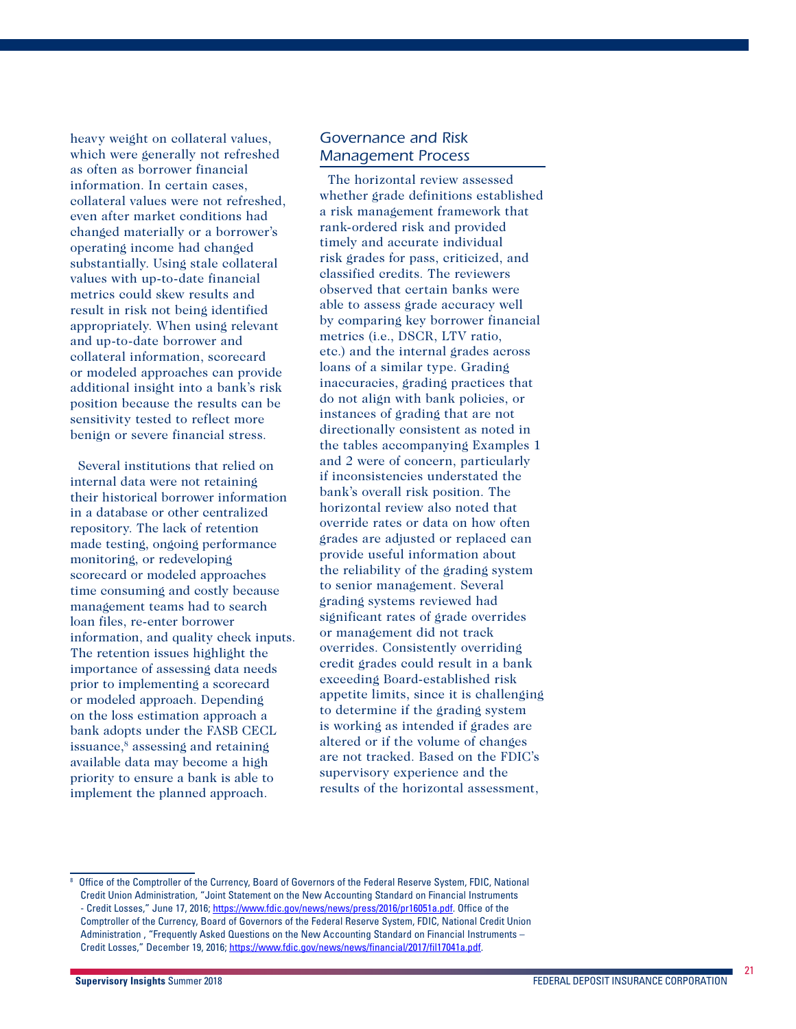heavy weight on collateral values, which were generally not refreshed as often as borrower financial information. In certain cases, collateral values were not refreshed, even after market conditions had changed materially or a borrower's operating income had changed substantially. Using stale collateral values with up-to-date financial metrics could skew results and result in risk not being identified appropriately. When using relevant and up-to-date borrower and collateral information, scorecard or modeled approaches can provide additional insight into a bank's risk position because the results can be sensitivity tested to reflect more benign or severe financial stress.

Several institutions that relied on internal data were not retaining their historical borrower information in a database or other centralized repository. The lack of retention made testing, ongoing performance monitoring, or redeveloping scorecard or modeled approaches time consuming and costly because management teams had to search loan files, re-enter borrower information, and quality check inputs. The retention issues highlight the importance of assessing data needs prior to implementing a scorecard or modeled approach. Depending on the loss estimation approach a bank adopts under the FASB CECL issuance,[8] assessing and retaining available data may become a high priority to ensure a bank is able to implement the planned approach.

## Governance and Risk Management Process

The horizontal review assessed whether grade definitions established a risk management framework that rank-ordered risk and provided timely and accurate individual risk grades for pass, criticized, and classified credits. The reviewers observed that certain banks were able to assess grade accuracy well by comparing key borrower financial metrics (i.e., DSCR, LTV ratio, etc.) and the internal grades across loans of a similar type. Grading inaccuracies, grading practices that do not align with bank policies, or instances of grading that are not directionally consistent as noted in the tables accompanying Examples 1 and 2 were of concern, particularly if inconsistencies understated the bank's overall risk position. The horizontal review also noted that override rates or data on how often grades are adjusted or replaced can provide useful information about the reliability of the grading system to senior management. Several grading systems reviewed had significant rates of grade overrides or management did not track overrides. Consistently overriding credit grades could result in a bank exceeding Board-established risk appetite limits, since it is challenging to determine if the grading system is working as intended if grades are altered or if the volume of changes are not tracked. Based on the FDIC's supervisory experience and the results of the horizontal assessment,

---

[8] Office of the Comptroller of the Currency, Board of Governors of the Federal Reserve System, FDIC, National Credit Union Administration, "Joint Statement on the New Accounting Standard on Financial Instruments - Credit Losses," June 17, 2016; https://www.fdic.gov/news/news/press/2016/pr16051a.pdf. Office of the Comptroller of the Currency, Board of Governors of the Federal Reserve System, FDIC, National Credit Union Administration , "Frequently Asked Questions on the New Accounting Standard on Financial Instruments – Credit Losses," December 19, 2016; https://www.fdic.gov/news/news/financial/2017/fil17041a.pdf.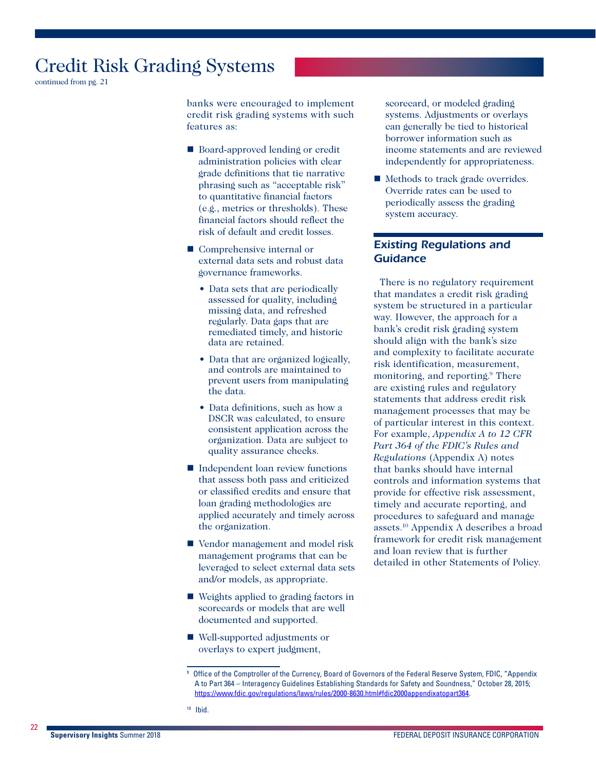# Credit Risk Grading Systems

continued from pg. 21

banks were encouraged to implement credit risk grading systems with such features as:

- Board-approved lending or credit administration policies with clear grade definitions that tie narrative phrasing such as "acceptable risk" to quantitative financial factors (e.g., metrics or thresholds). These financial factors should reflect the risk of default and credit losses.
- Comprehensive internal or external data sets and robust data governance frameworks.
  - Data sets that are periodically assessed for quality, including missing data, and refreshed regularly. Data gaps that are remediated timely, and historic data are retained.
  - Data that are organized logically, and controls are maintained to prevent users from manipulating the data.
  - Data definitions, such as how a DSCR was calculated, to ensure consistent application across the organization. Data are subject to quality assurance checks.
- Independent loan review functions that assess both pass and criticized or classified credits and ensure that loan grading methodologies are applied accurately and timely across the organization.
- Vendor management and model risk management programs that can be leveraged to select external data sets and/or models, as appropriate.
- Weights applied to grading factors in scorecards or models that are well documented and supported.
- Well-supported adjustments or overlays to expert judgment, scorecard, or modeled grading systems. Adjustments or overlays can generally be tied to historical borrower information such as income statements and are reviewed independently for appropriateness.
- Methods to track grade overrides. Override rates can be used to periodically assess the grading system accuracy.

## Existing Regulations and Guidance

There is no regulatory requirement that mandates a credit risk grading system be structured in a particular way. However, the approach for a bank's credit risk grading system should align with the bank's size and complexity to facilitate accurate risk identification, measurement, monitoring, and reporting.[9] There are existing rules and regulatory statements that address credit risk management processes that may be of particular interest in this context. For example, *Appendix A to 12 CFR Part 364 of the FDIC's Rules and Regulations* (Appendix A) notes that banks should have internal controls and information systems that provide for effective risk assessment, timely and accurate reporting, and procedures to safeguard and manage assets.[10] Appendix A describes a broad framework for credit risk management and loan review that is further detailed in other Statements of Policy.

---

[9] Office of the Comptroller of the Currency, Board of Governors of the Federal Reserve System, FDIC, "Appendix A to Part 364 – Interagency Guidelines Establishing Standards for Safety and Soundness," October 28, 2015; https://www.fdic.gov/regulations/laws/rules/2000-8630.html#fdic2000appendixatopart364.

[10] Ibid.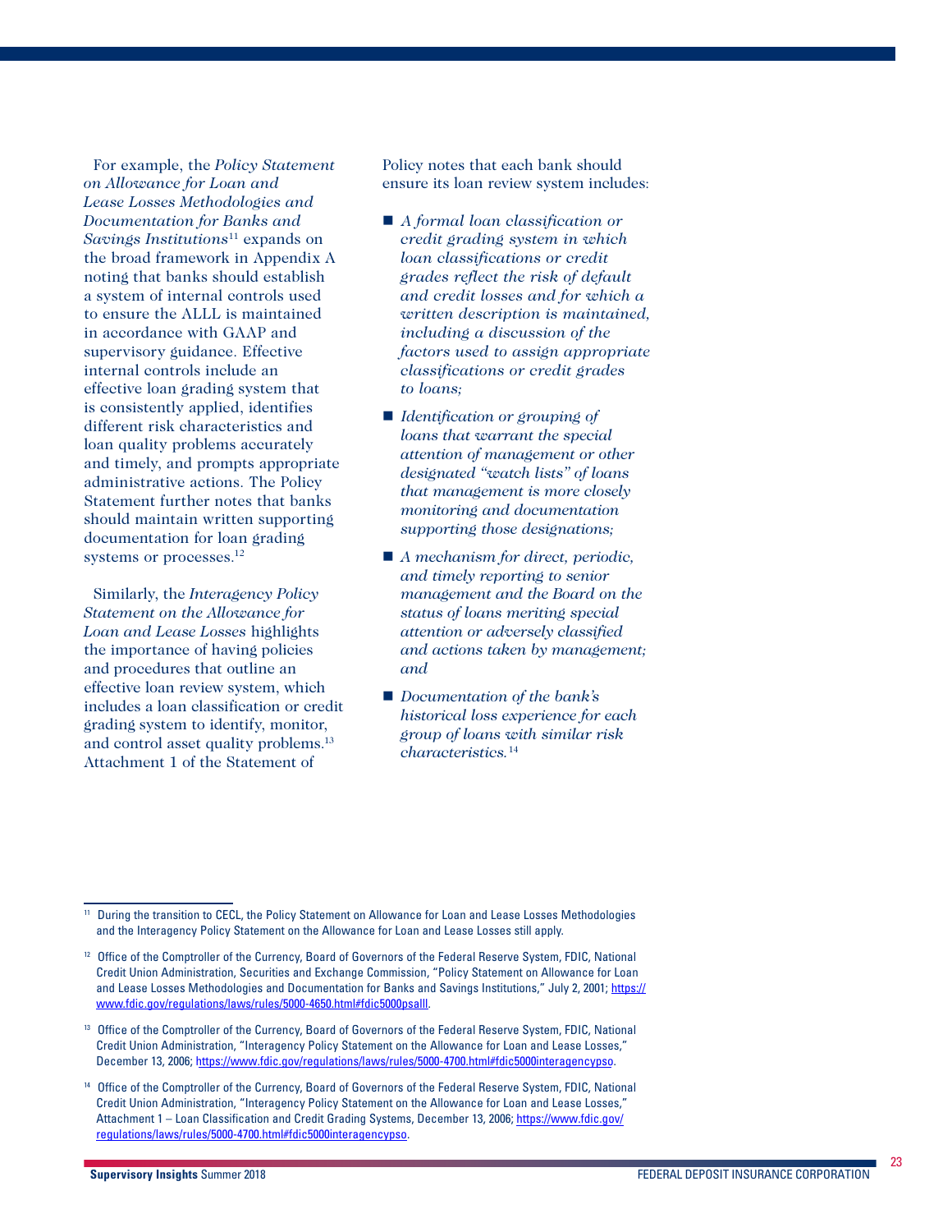For example, the *Policy Statement on Allowance for Loan and Lease Losses Methodologies and Documentation for Banks and Savings Institutions*[11] expands on the broad framework in Appendix A noting that banks should establish a system of internal controls used to ensure the ALLL is maintained in accordance with GAAP and supervisory guidance. Effective internal controls include an effective loan grading system that is consistently applied, identifies different risk characteristics and loan quality problems accurately and timely, and prompts appropriate administrative actions. The Policy Statement further notes that banks should maintain written supporting documentation for loan grading systems or processes.[12]

Similarly, the *Interagency Policy Statement on the Allowance for Loan and Lease Losses* highlights the importance of having policies and procedures that outline an effective loan review system, which includes a loan classification or credit grading system to identify, monitor, and control asset quality problems.[13] Attachment 1 of the Statement of Policy notes that each bank should ensure its loan review system includes:

- *A formal loan classification or credit grading system in which loan classifications or credit grades reflect the risk of default and credit losses and for which a written description is maintained, including a discussion of the factors used to assign appropriate classifications or credit grades to loans;*
- *Identification or grouping of loans that warrant the special attention of management or other designated "watch lists" of loans that management is more closely monitoring and documentation supporting those designations;*
- *A mechanism for direct, periodic, and timely reporting to senior management and the Board on the status of loans meriting special attention or adversely classified and actions taken by management; and*
- *Documentation of the bank's historical loss experience for each group of loans with similar risk characteristics.*[14]

---

[11] During the transition to CECL, the Policy Statement on Allowance for Loan and Lease Losses Methodologies and the Interagency Policy Statement on the Allowance for Loan and Lease Losses still apply.

[12] Office of the Comptroller of the Currency, Board of Governors of the Federal Reserve System, FDIC, National Credit Union Administration, Securities and Exchange Commission, "Policy Statement on Allowance for Loan and Lease Losses Methodologies and Documentation for Banks and Savings Institutions," July 2, 2001; https://www.fdic.gov/regulations/laws/rules/5000-4650.html#fdic5000psalll.

[13] Office of the Comptroller of the Currency, Board of Governors of the Federal Reserve System, FDIC, National Credit Union Administration, "Interagency Policy Statement on the Allowance for Loan and Lease Losses," December 13, 2006; https://www.fdic.gov/regulations/laws/rules/5000-4700.html#fdic5000interagencypso.

[14] Office of the Comptroller of the Currency, Board of Governors of the Federal Reserve System, FDIC, National Credit Union Administration, "Interagency Policy Statement on the Allowance for Loan and Lease Losses," Attachment 1 – Loan Classification and Credit Grading Systems, December 13, 2006; https://www.fdic.gov/regulations/laws/rules/5000-4700.html#fdic5000interagencypso.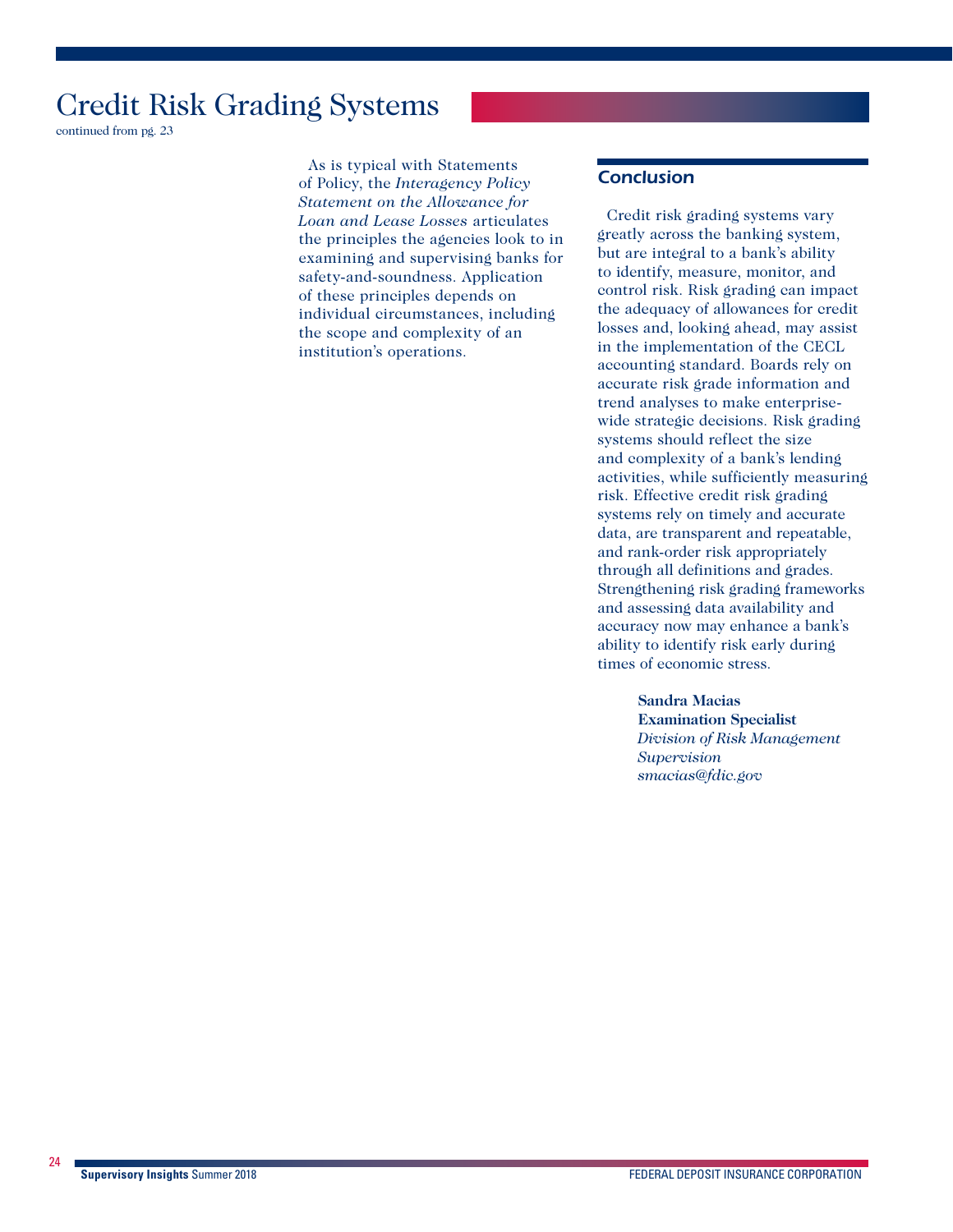# Credit Risk Grading Systems

continued from pg. 23

As is typical with Statements of Policy, the *Interagency Policy Statement on the Allowance for Loan and Lease Losses* articulates the principles the agencies look to in examining and supervising banks for safety-and-soundness. Application of these principles depends on individual circumstances, including the scope and complexity of an institution's operations.

## Conclusion

Credit risk grading systems vary greatly across the banking system, but are integral to a bank's ability to identify, measure, monitor, and control risk. Risk grading can impact the adequacy of allowances for credit losses and, looking ahead, may assist in the implementation of the CECL accounting standard. Boards rely on accurate risk grade information and trend analyses to make enterprise-wide strategic decisions. Risk grading systems should reflect the size and complexity of a bank's lending activities, while sufficiently measuring risk. Effective credit risk grading systems rely on timely and accurate data, are transparent and repeatable, and rank-order risk appropriately through all definitions and grades. Strengthening risk grading frameworks and assessing data availability and accuracy now may enhance a bank's ability to identify risk early during times of economic stress.

**Sandra Macias**
**Examination Specialist**
*Division of Risk Management Supervision*
*smacias@fdic.gov*